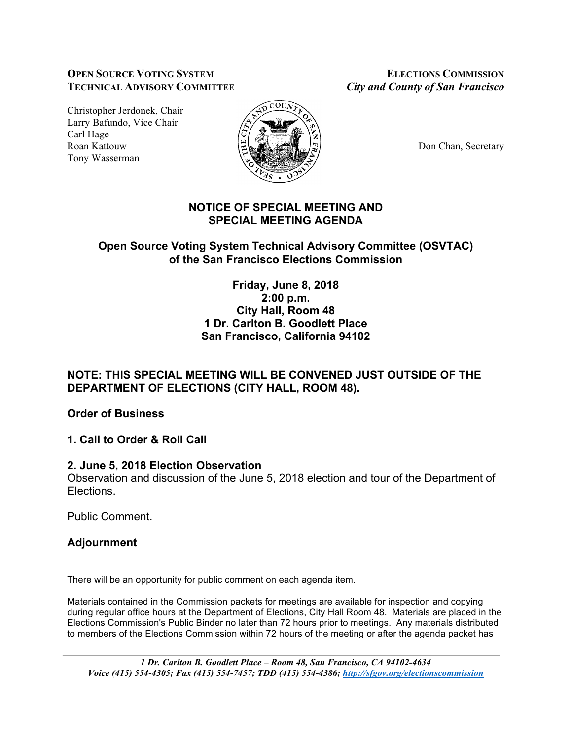**OPEN SOURCE VOTING SYSTEM**
**TECHNICAL ADVISORY COMMITTEE**

Christopher Jerdonek, Chair
Larry Bafundo, Vice Chair
Carl Hage
Roan Kattouw
Tony Wasserman

**ELECTIONS COMMISSION**
***City and County of San Francisco***

Don Chan, Secretary

## NOTICE OF SPECIAL MEETING AND SPECIAL MEETING AGENDA

### Open Source Voting System Technical Advisory Committee (OSVTAC) of the San Francisco Elections Commission

**Friday, June 8, 2018**
**2:00 p.m.**
**City Hall, Room 48**
**1 Dr. Carlton B. Goodlett Place**
**San Francisco, California 94102**

**NOTE: THIS SPECIAL MEETING WILL BE CONVENED JUST OUTSIDE OF THE DEPARTMENT OF ELECTIONS (CITY HALL, ROOM 48).**

### Order of Business

### 1. Call to Order & Roll Call

### 2. June 5, 2018 Election Observation

Observation and discussion of the June 5, 2018 election and tour of the Department of Elections.

Public Comment.

### Adjournment

There will be an opportunity for public comment on each agenda item.

Materials contained in the Commission packets for meetings are available for inspection and copying during regular office hours at the Department of Elections, City Hall Room 48. Materials are placed in the Elections Commission's Public Binder no later than 72 hours prior to meetings. Any materials distributed to members of the Elections Commission within 72 hours of the meeting or after the agenda packet has

*1 Dr. Carlton B. Goodlett Place – Room 48, San Francisco, CA 94102-4634*
*Voice (415) 554-4305; Fax (415) 554-7457; TDD (415) 554-4386; http://sfgov.org/electionscommission*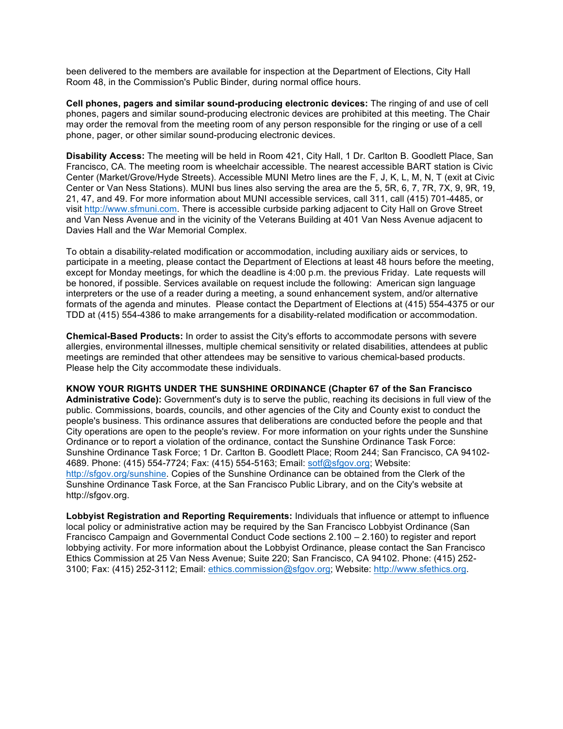been delivered to the members are available for inspection at the Department of Elections, City Hall Room 48, in the Commission's Public Binder, during normal office hours.

**Cell phones, pagers and similar sound-producing electronic devices:** The ringing of and use of cell phones, pagers and similar sound-producing electronic devices are prohibited at this meeting. The Chair may order the removal from the meeting room of any person responsible for the ringing or use of a cell phone, pager, or other similar sound-producing electronic devices.

**Disability Access:** The meeting will be held in Room 421, City Hall, 1 Dr. Carlton B. Goodlett Place, San Francisco, CA. The meeting room is wheelchair accessible. The nearest accessible BART station is Civic Center (Market/Grove/Hyde Streets). Accessible MUNI Metro lines are the F, J, K, L, M, N, T (exit at Civic Center or Van Ness Stations). MUNI bus lines also serving the area are the 5, 5R, 6, 7, 7R, 7X, 9, 9R, 19, 21, 47, and 49. For more information about MUNI accessible services, call 311, call (415) 701-4485, or visit http://www.sfmuni.com. There is accessible curbside parking adjacent to City Hall on Grove Street and Van Ness Avenue and in the vicinity of the Veterans Building at 401 Van Ness Avenue adjacent to Davies Hall and the War Memorial Complex.

To obtain a disability-related modification or accommodation, including auxiliary aids or services, to participate in a meeting, please contact the Department of Elections at least 48 hours before the meeting, except for Monday meetings, for which the deadline is 4:00 p.m. the previous Friday. Late requests will be honored, if possible. Services available on request include the following: American sign language interpreters or the use of a reader during a meeting, a sound enhancement system, and/or alternative formats of the agenda and minutes. Please contact the Department of Elections at (415) 554-4375 or our TDD at (415) 554-4386 to make arrangements for a disability-related modification or accommodation.

**Chemical-Based Products:** In order to assist the City's efforts to accommodate persons with severe allergies, environmental illnesses, multiple chemical sensitivity or related disabilities, attendees at public meetings are reminded that other attendees may be sensitive to various chemical-based products. Please help the City accommodate these individuals.

**KNOW YOUR RIGHTS UNDER THE SUNSHINE ORDINANCE (Chapter 67 of the San Francisco Administrative Code):** Government's duty is to serve the public, reaching its decisions in full view of the public. Commissions, boards, councils, and other agencies of the City and County exist to conduct the people's business. This ordinance assures that deliberations are conducted before the people and that City operations are open to the people's review. For more information on your rights under the Sunshine Ordinance or to report a violation of the ordinance, contact the Sunshine Ordinance Task Force: Sunshine Ordinance Task Force; 1 Dr. Carlton B. Goodlett Place; Room 244; San Francisco, CA 94102-4689. Phone: (415) 554-7724; Fax: (415) 554-5163; Email: sotf@sfgov.org; Website: http://sfgov.org/sunshine. Copies of the Sunshine Ordinance can be obtained from the Clerk of the Sunshine Ordinance Task Force, at the San Francisco Public Library, and on the City's website at http://sfgov.org.

**Lobbyist Registration and Reporting Requirements:** Individuals that influence or attempt to influence local policy or administrative action may be required by the San Francisco Lobbyist Ordinance (San Francisco Campaign and Governmental Conduct Code sections 2.100 – 2.160) to register and report lobbying activity. For more information about the Lobbyist Ordinance, please contact the San Francisco Ethics Commission at 25 Van Ness Avenue; Suite 220; San Francisco, CA 94102. Phone: (415) 252-3100; Fax: (415) 252-3112; Email: ethics.commission@sfgov.org; Website: http://www.sfethics.org.